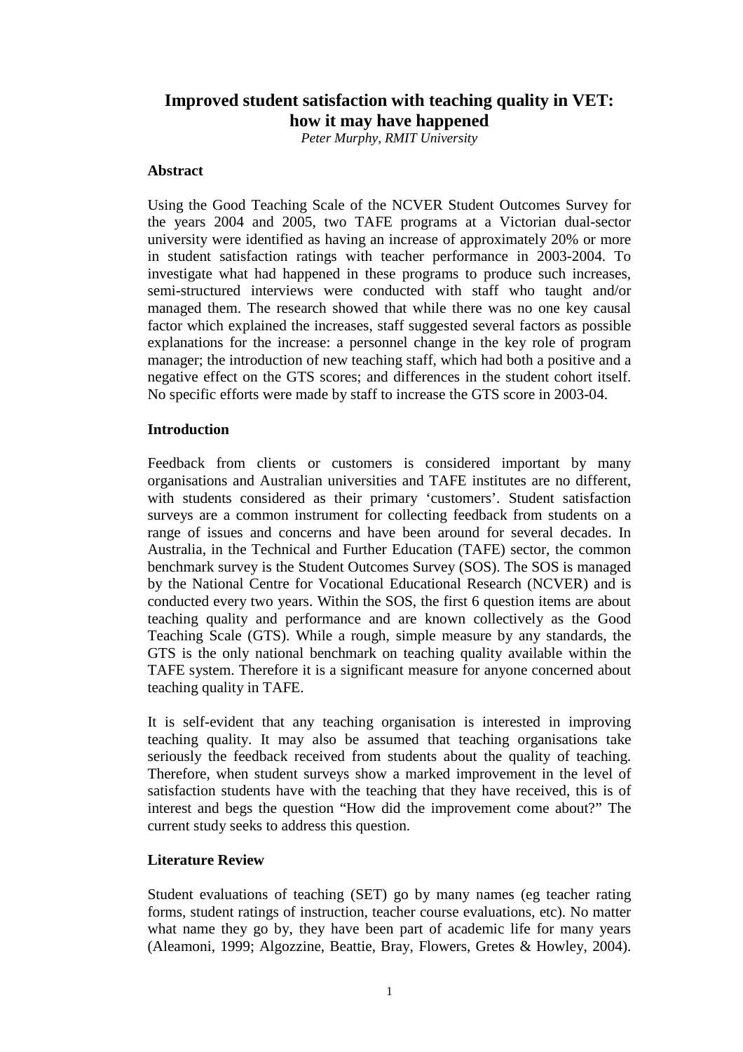# Improved student satisfaction with teaching quality in VET: how it may have happened

*Peter Murphy, RMIT University*

## Abstract

Using the Good Teaching Scale of the NCVER Student Outcomes Survey for the years 2004 and 2005, two TAFE programs at a Victorian dual-sector university were identified as having an increase of approximately 20% or more in student satisfaction ratings with teacher performance in 2003-2004. To investigate what had happened in these programs to produce such increases, semi-structured interviews were conducted with staff who taught and/or managed them. The research showed that while there was no one key causal factor which explained the increases, staff suggested several factors as possible explanations for the increase: a personnel change in the key role of program manager; the introduction of new teaching staff, which had both a positive and a negative effect on the GTS scores; and differences in the student cohort itself. No specific efforts were made by staff to increase the GTS score in 2003-04.

## Introduction

Feedback from clients or customers is considered important by many organisations and Australian universities and TAFE institutes are no different, with students considered as their primary 'customers'. Student satisfaction surveys are a common instrument for collecting feedback from students on a range of issues and concerns and have been around for several decades. In Australia, in the Technical and Further Education (TAFE) sector, the common benchmark survey is the Student Outcomes Survey (SOS). The SOS is managed by the National Centre for Vocational Educational Research (NCVER) and is conducted every two years. Within the SOS, the first 6 question items are about teaching quality and performance and are known collectively as the Good Teaching Scale (GTS). While a rough, simple measure by any standards, the GTS is the only national benchmark on teaching quality available within the TAFE system. Therefore it is a significant measure for anyone concerned about teaching quality in TAFE.

It is self-evident that any teaching organisation is interested in improving teaching quality. It may also be assumed that teaching organisations take seriously the feedback received from students about the quality of teaching. Therefore, when student surveys show a marked improvement in the level of satisfaction students have with the teaching that they have received, this is of interest and begs the question "How did the improvement come about?" The current study seeks to address this question.

## Literature Review

Student evaluations of teaching (SET) go by many names (eg teacher rating forms, student ratings of instruction, teacher course evaluations, etc). No matter what name they go by, they have been part of academic life for many years (Aleamoni, 1999; Algozzine, Beattie, Bray, Flowers, Gretes & Howley, 2004).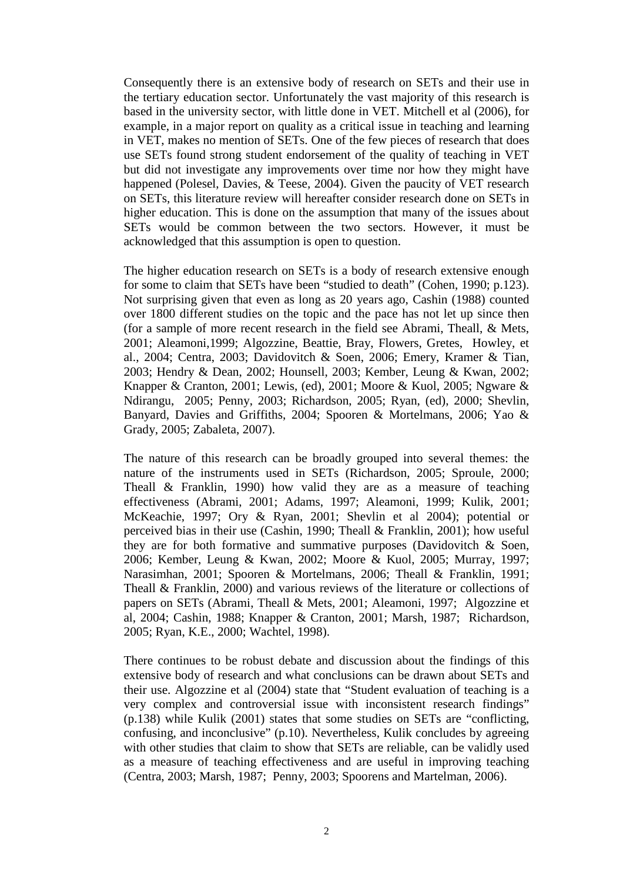Consequently there is an extensive body of research on SETs and their use in the tertiary education sector. Unfortunately the vast majority of this research is based in the university sector, with little done in VET. Mitchell et al (2006), for example, in a major report on quality as a critical issue in teaching and learning in VET, makes no mention of SETs. One of the few pieces of research that does use SETs found strong student endorsement of the quality of teaching in VET but did not investigate any improvements over time nor how they might have happened (Polesel, Davies, & Teese, 2004). Given the paucity of VET research on SETs, this literature review will hereafter consider research done on SETs in higher education. This is done on the assumption that many of the issues about SETs would be common between the two sectors. However, it must be acknowledged that this assumption is open to question.

The higher education research on SETs is a body of research extensive enough for some to claim that SETs have been "studied to death" (Cohen, 1990; p.123). Not surprising given that even as long as 20 years ago, Cashin (1988) counted over 1800 different studies on the topic and the pace has not let up since then (for a sample of more recent research in the field see Abrami, Theall, & Mets, 2001; Aleamoni,1999; Algozzine, Beattie, Bray, Flowers, Gretes, Howley, et al., 2004; Centra, 2003; Davidovitch & Soen, 2006; Emery, Kramer & Tian, 2003; Hendry & Dean, 2002; Hounsell, 2003; Kember, Leung & Kwan, 2002; Knapper & Cranton, 2001; Lewis, (ed), 2001; Moore & Kuol, 2005; Ngware & Ndirangu, 2005; Penny, 2003; Richardson, 2005; Ryan, (ed), 2000; Shevlin, Banyard, Davies and Griffiths, 2004; Spooren & Mortelmans, 2006; Yao & Grady, 2005; Zabaleta, 2007).

The nature of this research can be broadly grouped into several themes: the nature of the instruments used in SETs (Richardson, 2005; Sproule, 2000; Theall & Franklin, 1990) how valid they are as a measure of teaching effectiveness (Abrami, 2001; Adams, 1997; Aleamoni, 1999; Kulik, 2001; McKeachie, 1997; Ory & Ryan, 2001; Shevlin et al 2004); potential or perceived bias in their use (Cashin, 1990; Theall & Franklin, 2001); how useful they are for both formative and summative purposes (Davidovitch & Soen, 2006; Kember, Leung & Kwan, 2002; Moore & Kuol, 2005; Murray, 1997; Narasimhan, 2001; Spooren & Mortelmans, 2006; Theall & Franklin, 1991; Theall & Franklin, 2000) and various reviews of the literature or collections of papers on SETs (Abrami, Theall & Mets, 2001; Aleamoni, 1997; Algozzine et al, 2004; Cashin, 1988; Knapper & Cranton, 2001; Marsh, 1987; Richardson, 2005; Ryan, K.E., 2000; Wachtel, 1998).

There continues to be robust debate and discussion about the findings of this extensive body of research and what conclusions can be drawn about SETs and their use. Algozzine et al (2004) state that "Student evaluation of teaching is a very complex and controversial issue with inconsistent research findings" (p.138) while Kulik (2001) states that some studies on SETs are "conflicting, confusing, and inconclusive" (p.10). Nevertheless, Kulik concludes by agreeing with other studies that claim to show that SETs are reliable, can be validly used as a measure of teaching effectiveness and are useful in improving teaching (Centra, 2003; Marsh, 1987; Penny, 2003; Spoorens and Martelman, 2006).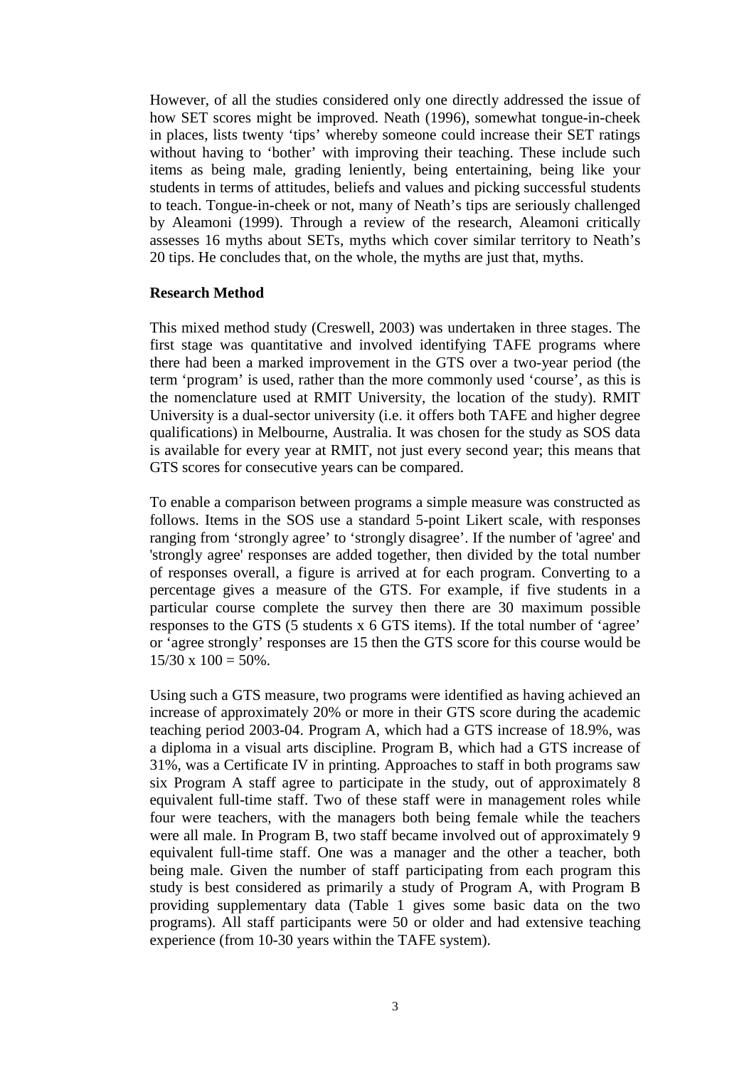However, of all the studies considered only one directly addressed the issue of how SET scores might be improved. Neath (1996), somewhat tongue-in-cheek in places, lists twenty 'tips' whereby someone could increase their SET ratings without having to 'bother' with improving their teaching. These include such items as being male, grading leniently, being entertaining, being like your students in terms of attitudes, beliefs and values and picking successful students to teach. Tongue-in-cheek or not, many of Neath's tips are seriously challenged by Aleamoni (1999). Through a review of the research, Aleamoni critically assesses 16 myths about SETs, myths which cover similar territory to Neath's 20 tips. He concludes that, on the whole, the myths are just that, myths.

**Research Method**

This mixed method study (Creswell, 2003) was undertaken in three stages. The first stage was quantitative and involved identifying TAFE programs where there had been a marked improvement in the GTS over a two-year period (the term 'program' is used, rather than the more commonly used 'course', as this is the nomenclature used at RMIT University, the location of the study). RMIT University is a dual-sector university (i.e. it offers both TAFE and higher degree qualifications) in Melbourne, Australia. It was chosen for the study as SOS data is available for every year at RMIT, not just every second year; this means that GTS scores for consecutive years can be compared.

To enable a comparison between programs a simple measure was constructed as follows. Items in the SOS use a standard 5-point Likert scale, with responses ranging from 'strongly agree' to 'strongly disagree'. If the number of 'agree' and 'strongly agree' responses are added together, then divided by the total number of responses overall, a figure is arrived at for each program. Converting to a percentage gives a measure of the GTS. For example, if five students in a particular course complete the survey then there are 30 maximum possible responses to the GTS (5 students x 6 GTS items). If the total number of 'agree' or 'agree strongly' responses are 15 then the GTS score for this course would be $15/30 \times 100 = 50\%$.

Using such a GTS measure, two programs were identified as having achieved an increase of approximately 20% or more in their GTS score during the academic teaching period 2003-04. Program A, which had a GTS increase of 18.9%, was a diploma in a visual arts discipline. Program B, which had a GTS increase of 31%, was a Certificate IV in printing. Approaches to staff in both programs saw six Program A staff agree to participate in the study, out of approximately 8 equivalent full-time staff. Two of these staff were in management roles while four were teachers, with the managers both being female while the teachers were all male. In Program B, two staff became involved out of approximately 9 equivalent full-time staff. One was a manager and the other a teacher, both being male. Given the number of staff participating from each program this study is best considered as primarily a study of Program A, with Program B providing supplementary data (Table 1 gives some basic data on the two programs). All staff participants were 50 or older and had extensive teaching experience (from 10-30 years within the TAFE system).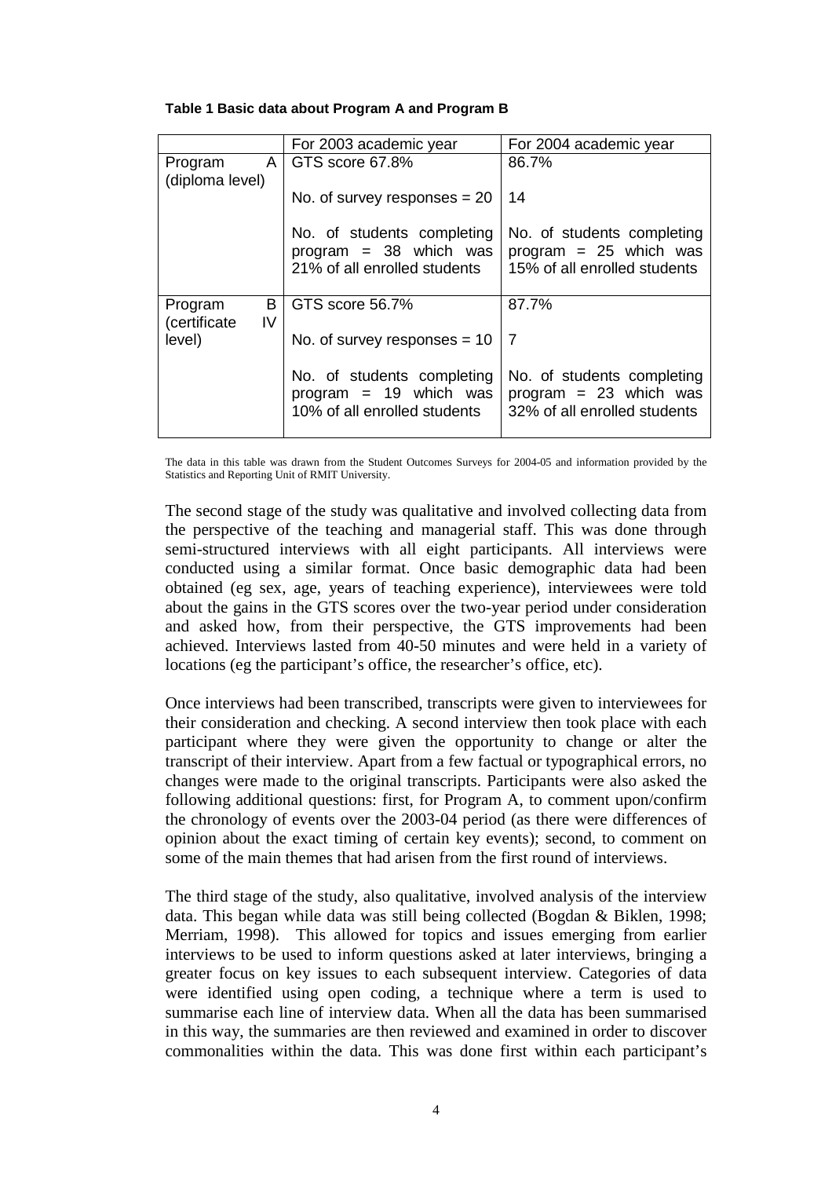**Table 1 Basic data about Program A and Program B**

| | For 2003 academic year | For 2004 academic year |
|---|---|---|
| Program A (diploma level) | GTS score 67.8%<br><br>No. of survey responses = 20<br><br>No. of students completing program = 38 which was 21% of all enrolled students | 86.7%<br><br>14<br><br>No. of students completing program = 25 which was 15% of all enrolled students |
| Program B (certificate IV level) | GTS score 56.7%<br><br>No. of survey responses = 10<br><br>No. of students completing program = 19 which was 10% of all enrolled students | 87.7%<br><br>7<br><br>No. of students completing program = 23 which was 32% of all enrolled students |

The data in this table was drawn from the Student Outcomes Surveys for 2004-05 and information provided by the Statistics and Reporting Unit of RMIT University.

The second stage of the study was qualitative and involved collecting data from the perspective of the teaching and managerial staff. This was done through semi-structured interviews with all eight participants. All interviews were conducted using a similar format. Once basic demographic data had been obtained (eg sex, age, years of teaching experience), interviewees were told about the gains in the GTS scores over the two-year period under consideration and asked how, from their perspective, the GTS improvements had been achieved. Interviews lasted from 40-50 minutes and were held in a variety of locations (eg the participant's office, the researcher's office, etc).

Once interviews had been transcribed, transcripts were given to interviewees for their consideration and checking. A second interview then took place with each participant where they were given the opportunity to change or alter the transcript of their interview. Apart from a few factual or typographical errors, no changes were made to the original transcripts. Participants were also asked the following additional questions: first, for Program A, to comment upon/confirm the chronology of events over the 2003-04 period (as there were differences of opinion about the exact timing of certain key events); second, to comment on some of the main themes that had arisen from the first round of interviews.

The third stage of the study, also qualitative, involved analysis of the interview data. This began while data was still being collected (Bogdan & Biklen, 1998; Merriam, 1998). This allowed for topics and issues emerging from earlier interviews to be used to inform questions asked at later interviews, bringing a greater focus on key issues to each subsequent interview. Categories of data were identified using open coding, a technique where a term is used to summarise each line of interview data. When all the data has been summarised in this way, the summaries are then reviewed and examined in order to discover commonalities within the data. This was done first within each participant's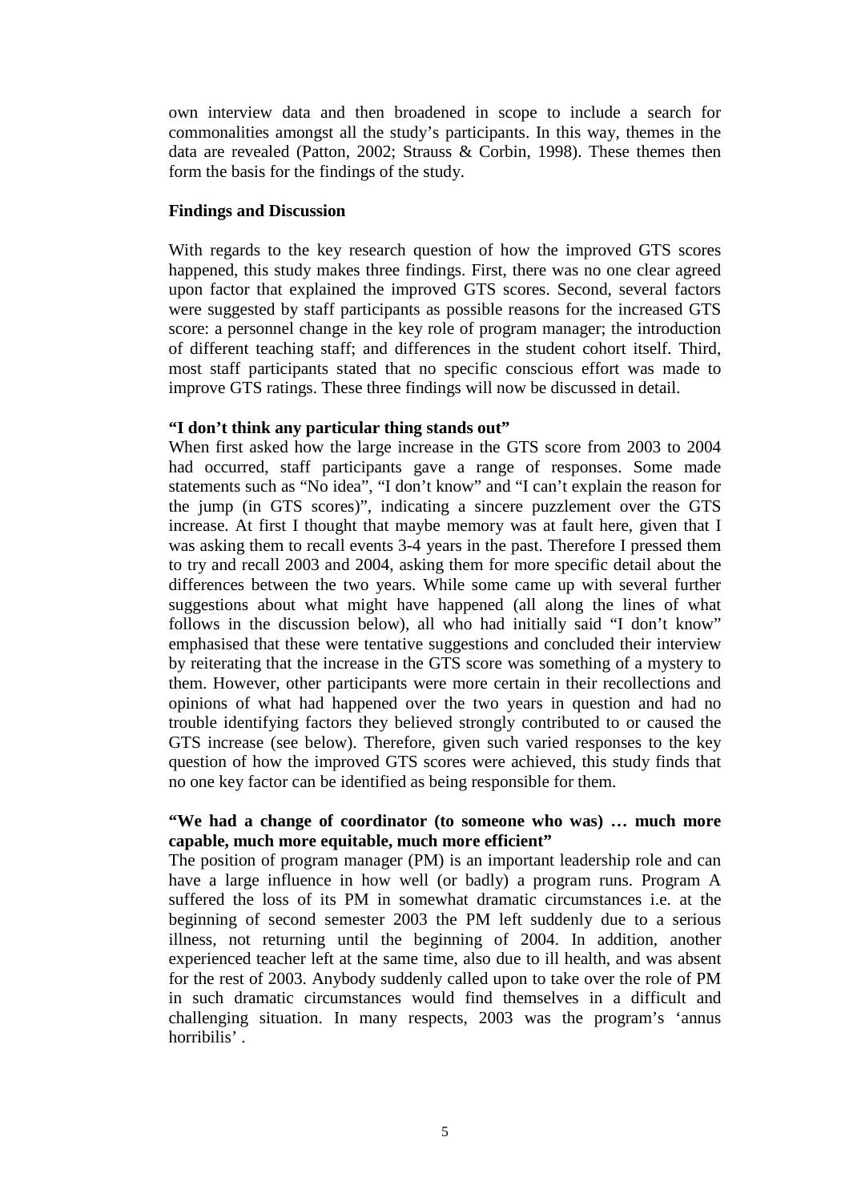own interview data and then broadened in scope to include a search for commonalities amongst all the study's participants. In this way, themes in the data are revealed (Patton, 2002; Strauss & Corbin, 1998). These themes then form the basis for the findings of the study.

## Findings and Discussion

With regards to the key research question of how the improved GTS scores happened, this study makes three findings. First, there was no one clear agreed upon factor that explained the improved GTS scores. Second, several factors were suggested by staff participants as possible reasons for the increased GTS score: a personnel change in the key role of program manager; the introduction of different teaching staff; and differences in the student cohort itself. Third, most staff participants stated that no specific conscious effort was made to improve GTS ratings. These three findings will now be discussed in detail.

### "I don't think any particular thing stands out"

When first asked how the large increase in the GTS score from 2003 to 2004 had occurred, staff participants gave a range of responses. Some made statements such as "No idea", "I don't know" and "I can't explain the reason for the jump (in GTS scores)", indicating a sincere puzzlement over the GTS increase. At first I thought that maybe memory was at fault here, given that I was asking them to recall events 3-4 years in the past. Therefore I pressed them to try and recall 2003 and 2004, asking them for more specific detail about the differences between the two years. While some came up with several further suggestions about what might have happened (all along the lines of what follows in the discussion below), all who had initially said "I don't know" emphasised that these were tentative suggestions and concluded their interview by reiterating that the increase in the GTS score was something of a mystery to them. However, other participants were more certain in their recollections and opinions of what had happened over the two years in question and had no trouble identifying factors they believed strongly contributed to or caused the GTS increase (see below). Therefore, given such varied responses to the key question of how the improved GTS scores were achieved, this study finds that no one key factor can be identified as being responsible for them.

### "We had a change of coordinator (to someone who was) … much more capable, much more equitable, much more efficient"

The position of program manager (PM) is an important leadership role and can have a large influence in how well (or badly) a program runs. Program A suffered the loss of its PM in somewhat dramatic circumstances i.e. at the beginning of second semester 2003 the PM left suddenly due to a serious illness, not returning until the beginning of 2004. In addition, another experienced teacher left at the same time, also due to ill health, and was absent for the rest of 2003. Anybody suddenly called upon to take over the role of PM in such dramatic circumstances would find themselves in a difficult and challenging situation. In many respects, 2003 was the program's 'annus horribilis' .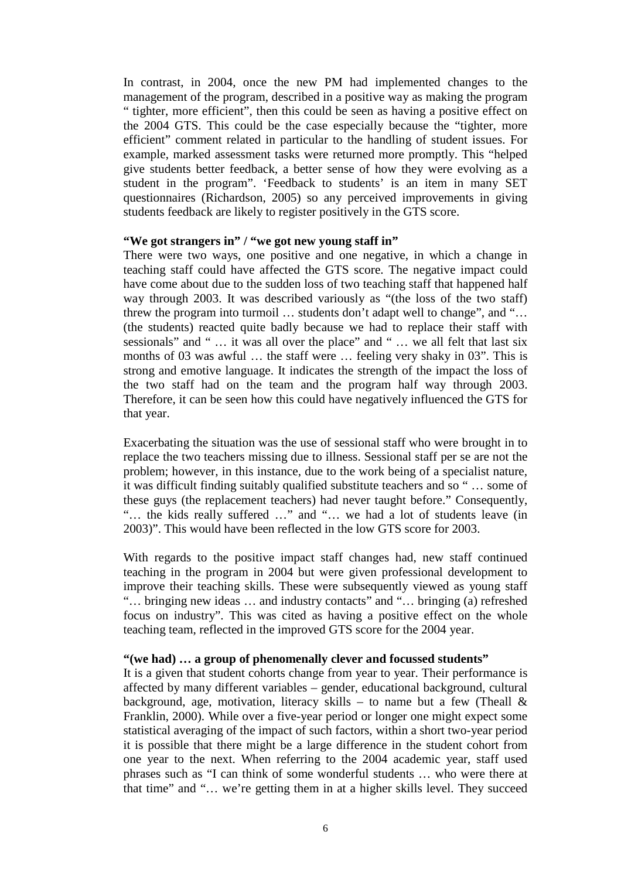In contrast, in 2004, once the new PM had implemented changes to the management of the program, described in a positive way as making the program " tighter, more efficient", then this could be seen as having a positive effect on the 2004 GTS. This could be the case especially because the "tighter, more efficient" comment related in particular to the handling of student issues. For example, marked assessment tasks were returned more promptly. This "helped give students better feedback, a better sense of how they were evolving as a student in the program". 'Feedback to students' is an item in many SET questionnaires (Richardson, 2005) so any perceived improvements in giving students feedback are likely to register positively in the GTS score.

**"We got strangers in" / "we got new young staff in"**

There were two ways, one positive and one negative, in which a change in teaching staff could have affected the GTS score. The negative impact could have come about due to the sudden loss of two teaching staff that happened half way through 2003. It was described variously as "(the loss of the two staff) threw the program into turmoil … students don't adapt well to change", and "… (the students) reacted quite badly because we had to replace their staff with sessionals" and " … it was all over the place" and " … we all felt that last six months of 03 was awful … the staff were … feeling very shaky in 03". This is strong and emotive language. It indicates the strength of the impact the loss of the two staff had on the team and the program half way through 2003. Therefore, it can be seen how this could have negatively influenced the GTS for that year.

Exacerbating the situation was the use of sessional staff who were brought in to replace the two teachers missing due to illness. Sessional staff per se are not the problem; however, in this instance, due to the work being of a specialist nature, it was difficult finding suitably qualified substitute teachers and so " … some of these guys (the replacement teachers) had never taught before." Consequently, "… the kids really suffered …" and "… we had a lot of students leave (in 2003)". This would have been reflected in the low GTS score for 2003.

With regards to the positive impact staff changes had, new staff continued teaching in the program in 2004 but were given professional development to improve their teaching skills. These were subsequently viewed as young staff "… bringing new ideas … and industry contacts" and "… bringing (a) refreshed focus on industry". This was cited as having a positive effect on the whole teaching team, reflected in the improved GTS score for the 2004 year.

**"(we had) … a group of phenomenally clever and focussed students"**

It is a given that student cohorts change from year to year. Their performance is affected by many different variables – gender, educational background, cultural background, age, motivation, literacy skills – to name but a few (Theall & Franklin, 2000). While over a five-year period or longer one might expect some statistical averaging of the impact of such factors, within a short two-year period it is possible that there might be a large difference in the student cohort from one year to the next. When referring to the 2004 academic year, staff used phrases such as "I can think of some wonderful students … who were there at that time" and "… we're getting them in at a higher skills level. They succeed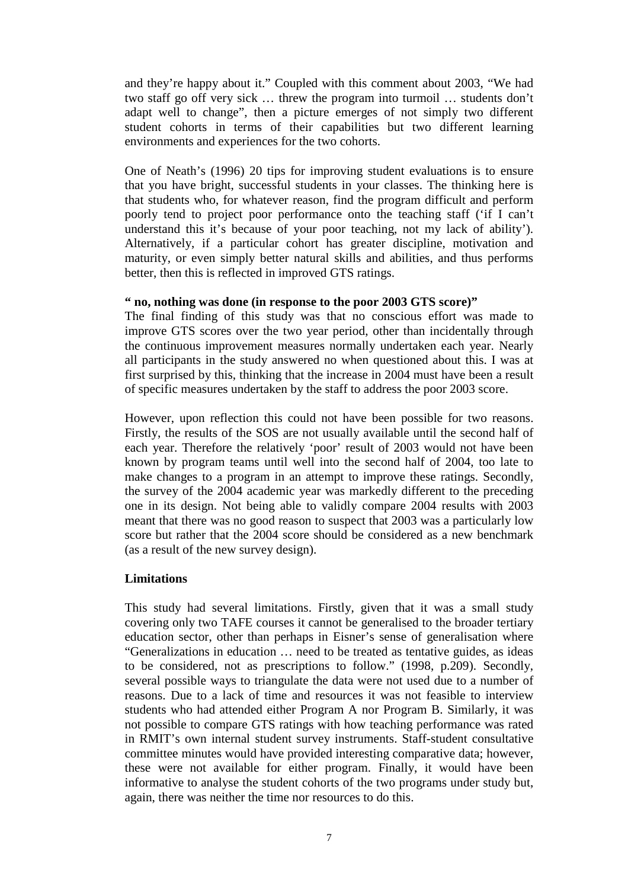and they're happy about it." Coupled with this comment about 2003, "We had two staff go off very sick … threw the program into turmoil … students don't adapt well to change", then a picture emerges of not simply two different student cohorts in terms of their capabilities but two different learning environments and experiences for the two cohorts.

One of Neath's (1996) 20 tips for improving student evaluations is to ensure that you have bright, successful students in your classes. The thinking here is that students who, for whatever reason, find the program difficult and perform poorly tend to project poor performance onto the teaching staff ('if I can't understand this it's because of your poor teaching, not my lack of ability'). Alternatively, if a particular cohort has greater discipline, motivation and maturity, or even simply better natural skills and abilities, and thus performs better, then this is reflected in improved GTS ratings.

**" no, nothing was done (in response to the poor 2003 GTS score)"**

The final finding of this study was that no conscious effort was made to improve GTS scores over the two year period, other than incidentally through the continuous improvement measures normally undertaken each year. Nearly all participants in the study answered no when questioned about this. I was at first surprised by this, thinking that the increase in 2004 must have been a result of specific measures undertaken by the staff to address the poor 2003 score.

However, upon reflection this could not have been possible for two reasons. Firstly, the results of the SOS are not usually available until the second half of each year. Therefore the relatively 'poor' result of 2003 would not have been known by program teams until well into the second half of 2004, too late to make changes to a program in an attempt to improve these ratings. Secondly, the survey of the 2004 academic year was markedly different to the preceding one in its design. Not being able to validly compare 2004 results with 2003 meant that there was no good reason to suspect that 2003 was a particularly low score but rather that the 2004 score should be considered as a new benchmark (as a result of the new survey design).

## Limitations

This study had several limitations. Firstly, given that it was a small study covering only two TAFE courses it cannot be generalised to the broader tertiary education sector, other than perhaps in Eisner's sense of generalisation where "Generalizations in education … need to be treated as tentative guides, as ideas to be considered, not as prescriptions to follow." (1998, p.209). Secondly, several possible ways to triangulate the data were not used due to a number of reasons. Due to a lack of time and resources it was not feasible to interview students who had attended either Program A nor Program B. Similarly, it was not possible to compare GTS ratings with how teaching performance was rated in RMIT's own internal student survey instruments. Staff-student consultative committee minutes would have provided interesting comparative data; however, these were not available for either program. Finally, it would have been informative to analyse the student cohorts of the two programs under study but, again, there was neither the time nor resources to do this.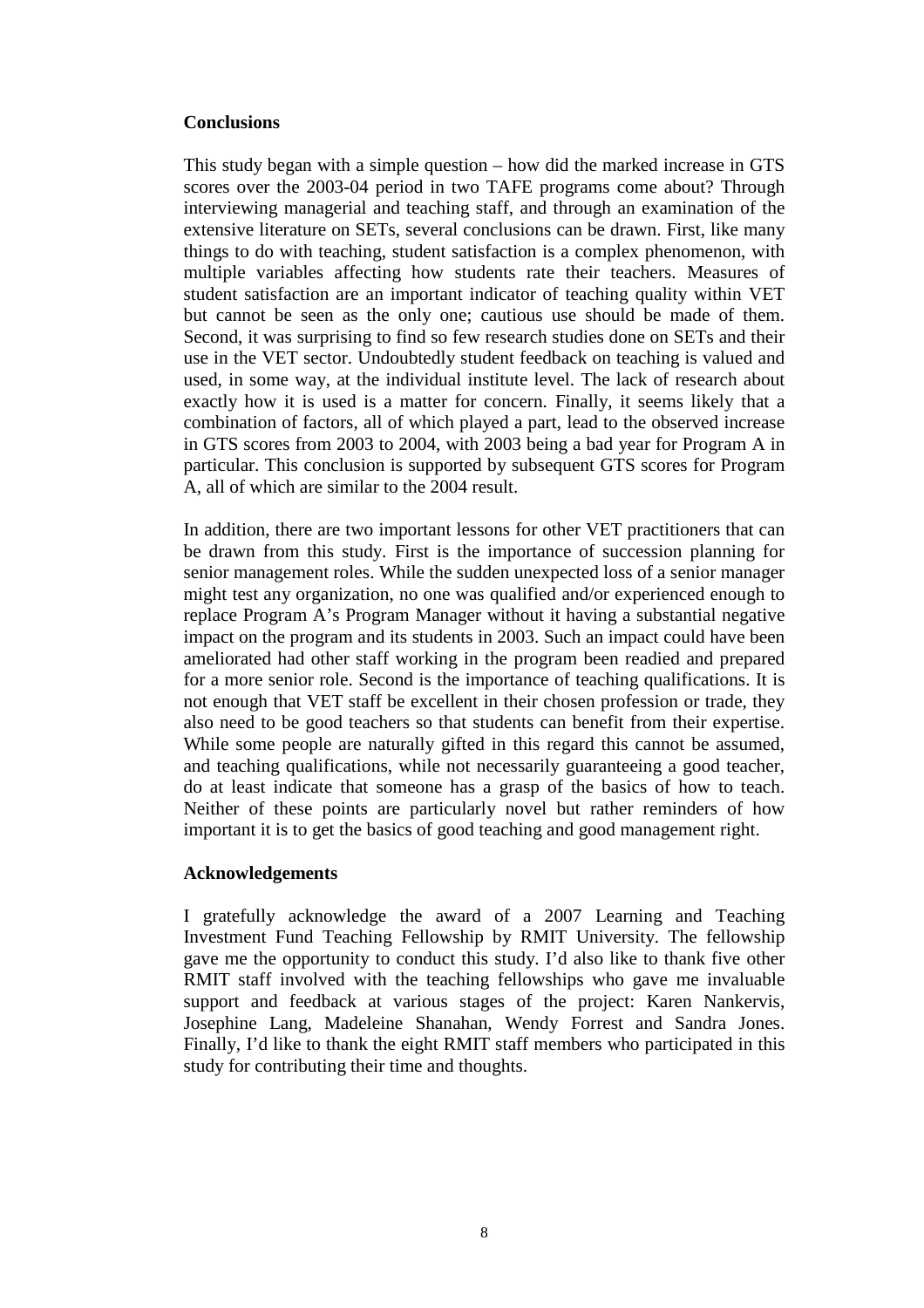## Conclusions

This study began with a simple question – how did the marked increase in GTS scores over the 2003-04 period in two TAFE programs come about? Through interviewing managerial and teaching staff, and through an examination of the extensive literature on SETs, several conclusions can be drawn. First, like many things to do with teaching, student satisfaction is a complex phenomenon, with multiple variables affecting how students rate their teachers. Measures of student satisfaction are an important indicator of teaching quality within VET but cannot be seen as the only one; cautious use should be made of them. Second, it was surprising to find so few research studies done on SETs and their use in the VET sector. Undoubtedly student feedback on teaching is valued and used, in some way, at the individual institute level. The lack of research about exactly how it is used is a matter for concern. Finally, it seems likely that a combination of factors, all of which played a part, lead to the observed increase in GTS scores from 2003 to 2004, with 2003 being a bad year for Program A in particular. This conclusion is supported by subsequent GTS scores for Program A, all of which are similar to the 2004 result.

In addition, there are two important lessons for other VET practitioners that can be drawn from this study. First is the importance of succession planning for senior management roles. While the sudden unexpected loss of a senior manager might test any organization, no one was qualified and/or experienced enough to replace Program A's Program Manager without it having a substantial negative impact on the program and its students in 2003. Such an impact could have been ameliorated had other staff working in the program been readied and prepared for a more senior role. Second is the importance of teaching qualifications. It is not enough that VET staff be excellent in their chosen profession or trade, they also need to be good teachers so that students can benefit from their expertise. While some people are naturally gifted in this regard this cannot be assumed, and teaching qualifications, while not necessarily guaranteeing a good teacher, do at least indicate that someone has a grasp of the basics of how to teach. Neither of these points are particularly novel but rather reminders of how important it is to get the basics of good teaching and good management right.

## Acknowledgements

I gratefully acknowledge the award of a 2007 Learning and Teaching Investment Fund Teaching Fellowship by RMIT University. The fellowship gave me the opportunity to conduct this study. I'd also like to thank five other RMIT staff involved with the teaching fellowships who gave me invaluable support and feedback at various stages of the project: Karen Nankervis, Josephine Lang, Madeleine Shanahan, Wendy Forrest and Sandra Jones. Finally, I'd like to thank the eight RMIT staff members who participated in this study for contributing their time and thoughts.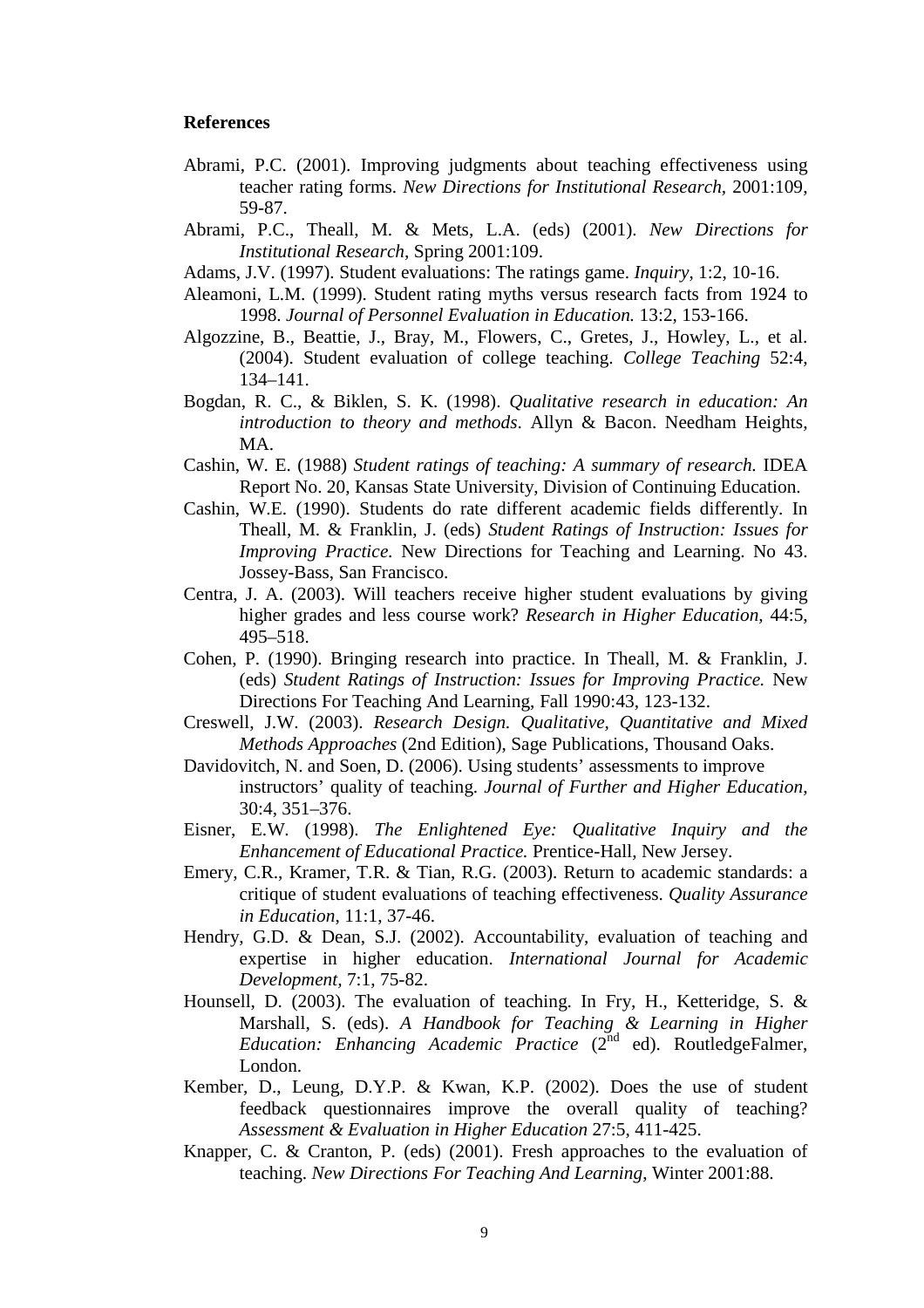## References

Abrami, P.C. (2001). Improving judgments about teaching effectiveness using teacher rating forms. *New Directions for Institutional Research*, 2001:109, 59-87.

Abrami, P.C., Theall, M. & Mets, L.A. (eds) (2001). *New Directions for Institutional Research*, Spring 2001:109.

Adams, J.V. (1997). Student evaluations: The ratings game. *Inquiry*, 1:2, 10-16.

Aleamoni, L.M. (1999). Student rating myths versus research facts from 1924 to 1998. *Journal of Personnel Evaluation in Education.* 13:2, 153-166.

Algozzine, B., Beattie, J., Bray, M., Flowers, C., Gretes, J., Howley, L., et al. (2004). Student evaluation of college teaching. *College Teaching* 52:4, 134–141.

Bogdan, R. C., & Biklen, S. K. (1998). *Qualitative research in education: An introduction to theory and methods*. Allyn & Bacon. Needham Heights, MA.

Cashin, W. E. (1988) *Student ratings of teaching: A summary of research.* IDEA Report No. 20, Kansas State University, Division of Continuing Education.

Cashin, W.E. (1990). Students do rate different academic fields differently. In Theall, M. & Franklin, J. (eds) *Student Ratings of Instruction: Issues for Improving Practice.* New Directions for Teaching and Learning. No 43. Jossey-Bass, San Francisco.

Centra, J. A. (2003). Will teachers receive higher student evaluations by giving higher grades and less course work? *Research in Higher Education,* 44:5, 495–518.

Cohen, P. (1990). Bringing research into practice. In Theall, M. & Franklin, J. (eds) *Student Ratings of Instruction: Issues for Improving Practice.* New Directions For Teaching And Learning, Fall 1990:43, 123-132.

Creswell, J.W. (2003). *Research Design. Qualitative, Quantitative and Mixed Methods Approaches* (2nd Edition), Sage Publications, Thousand Oaks.

Davidovitch, N. and Soen, D. (2006). Using students' assessments to improve instructors' quality of teaching. *Journal of Further and Higher Education*, 30:4, 351–376.

Eisner, E.W. (1998). *The Enlightened Eye: Qualitative Inquiry and the Enhancement of Educational Practice.* Prentice-Hall, New Jersey.

Emery, C.R., Kramer, T.R. & Tian, R.G. (2003). Return to academic standards: a critique of student evaluations of teaching effectiveness. *Quality Assurance in Education*, 11:1, 37-46.

Hendry, G.D. & Dean, S.J. (2002). Accountability, evaluation of teaching and expertise in higher education. *International Journal for Academic Development,* 7:1, 75-82.

Hounsell, D. (2003). The evaluation of teaching. In Fry, H., Ketteridge, S. & Marshall, S. (eds). *A Handbook for Teaching & Learning in Higher Education: Enhancing Academic Practice* (2nd ed). RoutledgeFalmer, London.

Kember, D., Leung, D.Y.P. & Kwan, K.P. (2002). Does the use of student feedback questionnaires improve the overall quality of teaching? *Assessment & Evaluation in Higher Education* 27:5, 411-425.

Knapper, C. & Cranton, P. (eds) (2001). Fresh approaches to the evaluation of teaching. *New Directions For Teaching And Learning*, Winter 2001:88.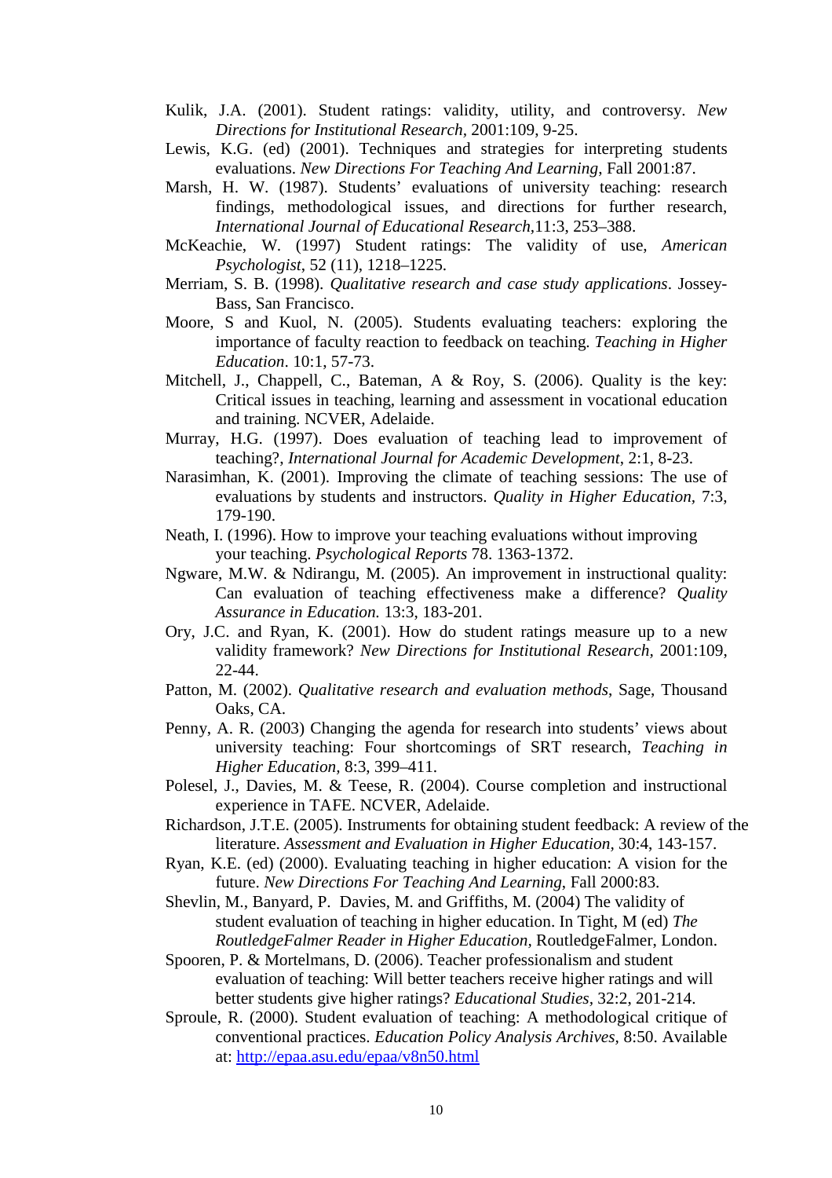Kulik, J.A. (2001). Student ratings: validity, utility, and controversy. *New Directions for Institutional Research*, 2001:109, 9-25.

Lewis, K.G. (ed) (2001). Techniques and strategies for interpreting students evaluations. *New Directions For Teaching And Learning*, Fall 2001:87.

Marsh, H. W. (1987). Students' evaluations of university teaching: research findings, methodological issues, and directions for further research, *International Journal of Educational Research*,11:3, 253–388.

McKeachie, W. (1997) Student ratings: The validity of use, *American Psychologist*, 52 (11), 1218–1225.

Merriam, S. B. (1998). *Qualitative research and case study applications*. Jossey-Bass, San Francisco.

Moore, S and Kuol, N. (2005). Students evaluating teachers: exploring the importance of faculty reaction to feedback on teaching. *Teaching in Higher Education*. 10:1, 57-73.

Mitchell, J., Chappell, C., Bateman, A & Roy, S. (2006). Quality is the key: Critical issues in teaching, learning and assessment in vocational education and training. NCVER, Adelaide.

Murray, H.G. (1997). Does evaluation of teaching lead to improvement of teaching?, *International Journal for Academic Development*, 2:1, 8-23.

Narasimhan, K. (2001). Improving the climate of teaching sessions: The use of evaluations by students and instructors. *Quality in Higher Education*, 7:3, 179-190.

Neath, I. (1996). How to improve your teaching evaluations without improving your teaching. *Psychological Reports* 78. 1363-1372.

Ngware, M.W. & Ndirangu, M. (2005). An improvement in instructional quality: Can evaluation of teaching effectiveness make a difference? *Quality Assurance in Education.* 13:3, 183-201.

Ory, J.C. and Ryan, K. (2001). How do student ratings measure up to a new validity framework? *New Directions for Institutional Research*, 2001:109, 22-44.

Patton, M. (2002). *Qualitative research and evaluation methods*, Sage, Thousand Oaks, CA.

Penny, A. R. (2003) Changing the agenda for research into students' views about university teaching: Four shortcomings of SRT research, *Teaching in Higher Education*, 8:3, 399–411.

Polesel, J., Davies, M. & Teese, R. (2004). Course completion and instructional experience in TAFE. NCVER, Adelaide.

Richardson, J.T.E. (2005). Instruments for obtaining student feedback: A review of the literature. *Assessment and Evaluation in Higher Education*, 30:4, 143-157.

Ryan, K.E. (ed) (2000). Evaluating teaching in higher education: A vision for the future. *New Directions For Teaching And Learning*, Fall 2000:83.

Shevlin, M., Banyard, P. Davies, M. and Griffiths, M. (2004) The validity of student evaluation of teaching in higher education. In Tight, M (ed) *The RoutledgeFalmer Reader in Higher Education*, RoutledgeFalmer, London.

Spooren, P. & Mortelmans, D. (2006). Teacher professionalism and student evaluation of teaching: Will better teachers receive higher ratings and will better students give higher ratings? *Educational Studies*, 32:2, 201-214.

Sproule, R. (2000). Student evaluation of teaching: A methodological critique of conventional practices. *Education Policy Analysis Archives*, 8:50. Available at: http://epaa.asu.edu/epaa/v8n50.html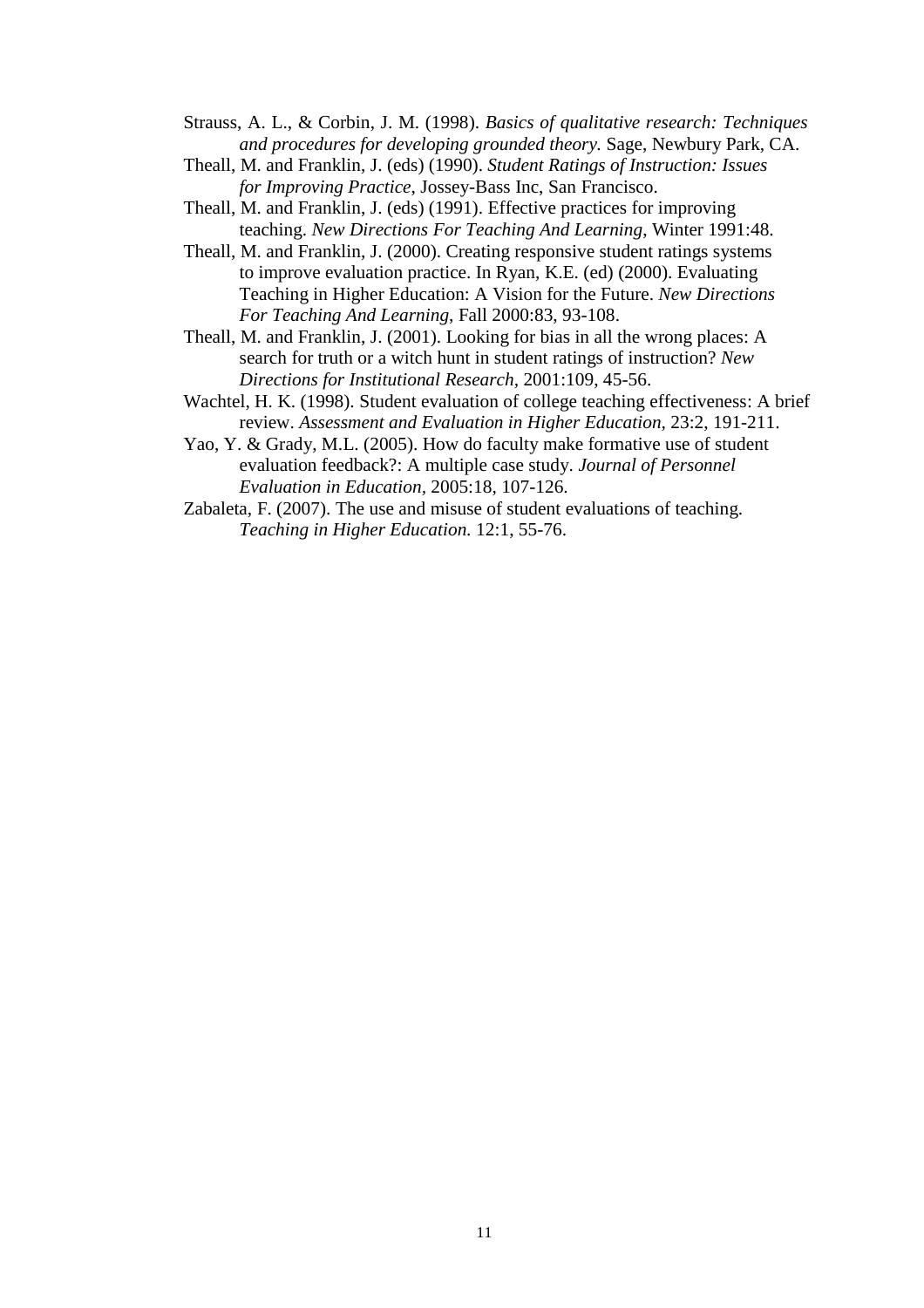Strauss, A. L., & Corbin, J. M. (1998). *Basics of qualitative research: Techniques and procedures for developing grounded theory.* Sage, Newbury Park, CA.

Theall, M. and Franklin, J. (eds) (1990). *Student Ratings of Instruction: Issues for Improving Practice*, Jossey-Bass Inc, San Francisco.

Theall, M. and Franklin, J. (eds) (1991). Effective practices for improving teaching. *New Directions For Teaching And Learning*, Winter 1991:48.

Theall, M. and Franklin, J. (2000). Creating responsive student ratings systems to improve evaluation practice. In Ryan, K.E. (ed) (2000). Evaluating Teaching in Higher Education: A Vision for the Future. *New Directions For Teaching And Learning*, Fall 2000:83, 93-108.

Theall, M. and Franklin, J. (2001). Looking for bias in all the wrong places: A search for truth or a witch hunt in student ratings of instruction? *New Directions for Institutional Research*, 2001:109, 45-56.

Wachtel, H. K. (1998). Student evaluation of college teaching effectiveness: A brief review. *Assessment and Evaluation in Higher Education*, 23:2, 191-211.

Yao, Y. & Grady, M.L. (2005). How do faculty make formative use of student evaluation feedback?: A multiple case study. *Journal of Personnel Evaluation in Education*, 2005:18, 107-126.

Zabaleta, F. (2007). The use and misuse of student evaluations of teaching. *Teaching in Higher Education.* 12:1, 55-76.